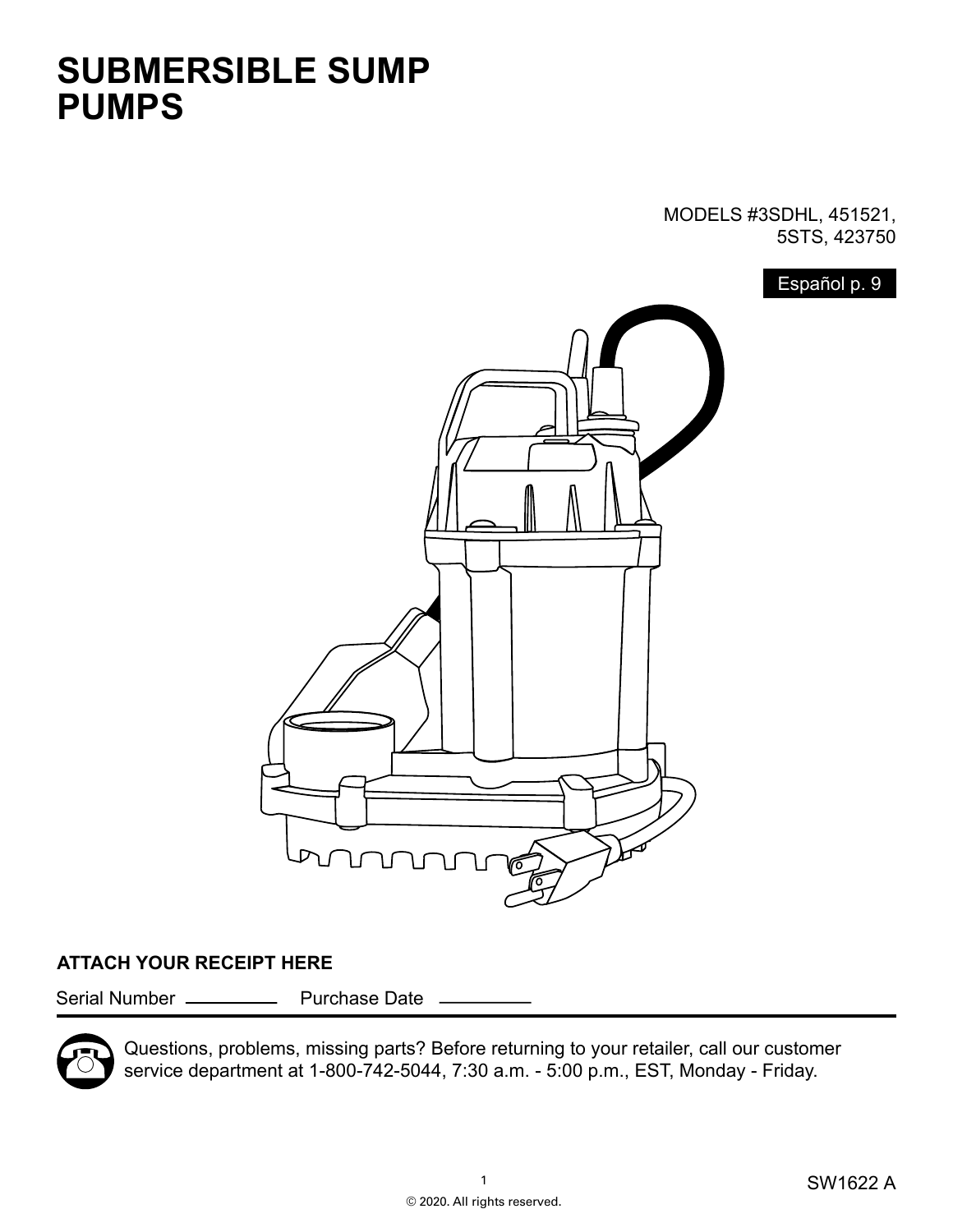# SUBMERSIBLE SUMP PUMPS

MODELS #3SDHL, 451521, 5STS, 423750

Español p. 9

**ATTACH YOUR RECEIPT HERE**

Serial Number \_\_\_\_\_\_\_\_\_\_ Purchase Date \_\_\_\_\_\_\_\_\_\_

Questions, problems, missing parts? Before returning to your retailer, call our customer service department at 1-800-742-5044, 7:30 a.m. - 5:00 p.m., EST, Monday - Friday.

SW1622 A

© 2020. All rights reserved.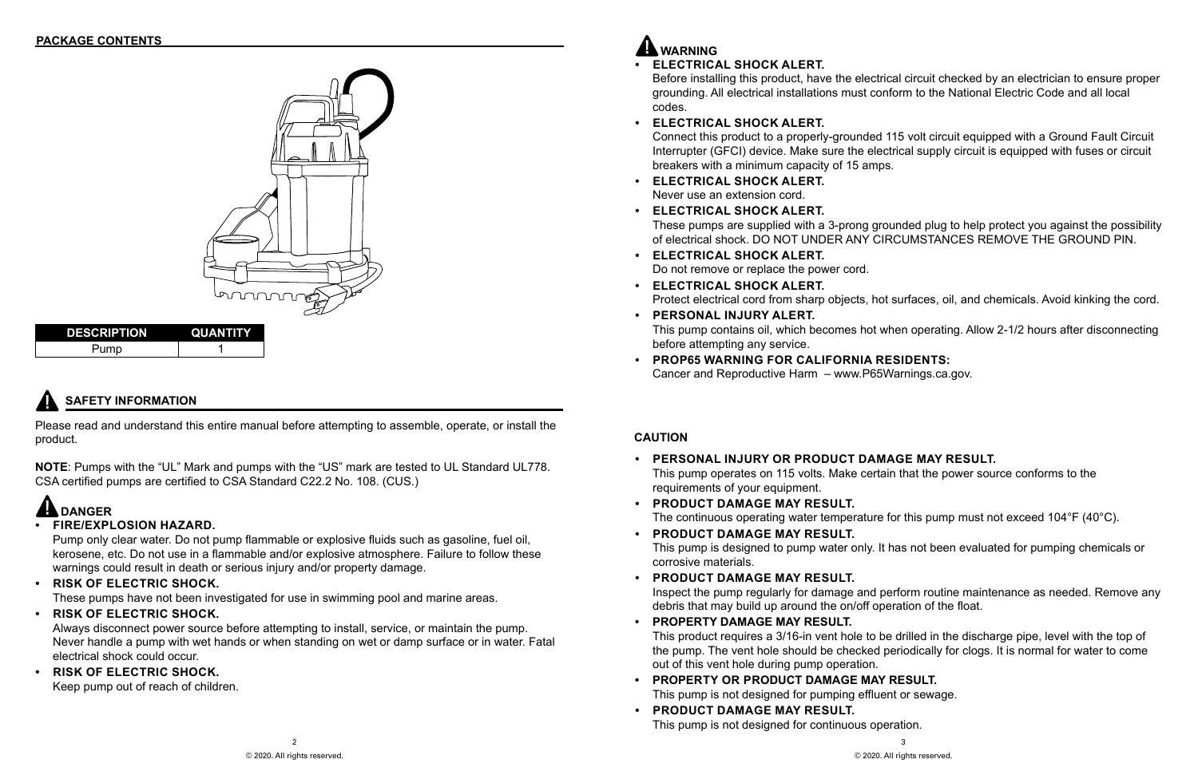## PACKAGE CONTENTS

| DESCRIPTION | QUANTITY |
|---|---|
| Pump | 1 |

## SAFETY INFORMATION

Please read and understand this entire manual before attempting to assemble, operate, or install the product.

**NOTE**: Pumps with the "UL" Mark and pumps with the "US" mark are tested to UL Standard UL778. CSA certified pumps are certified to CSA Standard C22.2 No. 108. (CUS.)

### DANGER

- **FIRE/EXPLOSION HAZARD.**
  Pump only clear water. Do not pump flammable or explosive fluids such as gasoline, fuel oil, kerosene, etc. Do not use in a flammable and/or explosive atmosphere. Failure to follow these warnings could result in death or serious injury and/or property damage.
- **RISK OF ELECTRIC SHOCK.**
  These pumps have not been investigated for use in swimming pool and marine areas.
- **RISK OF ELECTRIC SHOCK.**
  Always disconnect power source before attempting to install, service, or maintain the pump. Never handle a pump with wet hands or when standing on wet or damp surface or in water. Fatal electrical shock could occur.
- **RISK OF ELECTRIC SHOCK.**
  Keep pump out of reach of children.

### WARNING

- **ELECTRICAL SHOCK ALERT.**
  Before installing this product, have the electrical circuit checked by an electrician to ensure proper grounding. All electrical installations must conform to the National Electric Code and all local codes.
- **ELECTRICAL SHOCK ALERT.**
  Connect this product to a properly-grounded 115 volt circuit equipped with a Ground Fault Circuit Interrupter (GFCI) device. Make sure the electrical supply circuit is equipped with fuses or circuit breakers with a minimum capacity of 15 amps.
- **ELECTRICAL SHOCK ALERT.**
  Never use an extension cord.
- **ELECTRICAL SHOCK ALERT.**
  These pumps are supplied with a 3-prong grounded plug to help protect you against the possibility of electrical shock. DO NOT UNDER ANY CIRCUMSTANCES REMOVE THE GROUND PIN.
- **ELECTRICAL SHOCK ALERT.**
  Do not remove or replace the power cord.
- **ELECTRICAL SHOCK ALERT.**
  Protect electrical cord from sharp objects, hot surfaces, oil, and chemicals. Avoid kinking the cord.
- **PERSONAL INJURY ALERT.**
  This pump contains oil, which becomes hot when operating. Allow 2-1/2 hours after disconnecting before attempting any service.
- **PROP65 WARNING FOR CALIFORNIA RESIDENTS:**
  Cancer and Reproductive Harm – www.P65Warnings.ca.gov.

### CAUTION

- **PERSONAL INJURY OR PRODUCT DAMAGE MAY RESULT.**
  This pump operates on 115 volts. Make certain that the power source conforms to the requirements of your equipment.
- **PRODUCT DAMAGE MAY RESULT.**
  The continuous operating water temperature for this pump must not exceed 104°F (40°C).
- **PRODUCT DAMAGE MAY RESULT.**
  This pump is designed to pump water only. It has not been evaluated for pumping chemicals or corrosive materials.
- **PRODUCT DAMAGE MAY RESULT.**
  Inspect the pump regularly for damage and perform routine maintenance as needed. Remove any debris that may build up around the on/off operation of the float.
- **PROPERTY DAMAGE MAY RESULT.**
  This product requires a 3/16-in vent hole to be drilled in the discharge pipe, level with the top of the pump. The vent hole should be checked periodically for clogs. It is normal for water to come out of this vent hole during pump operation.
- **PROPERTY OR PRODUCT DAMAGE MAY RESULT.**
  This pump is not designed for pumping effluent or sewage.
- **PRODUCT DAMAGE MAY RESULT.**
  This pump is not designed for continuous operation.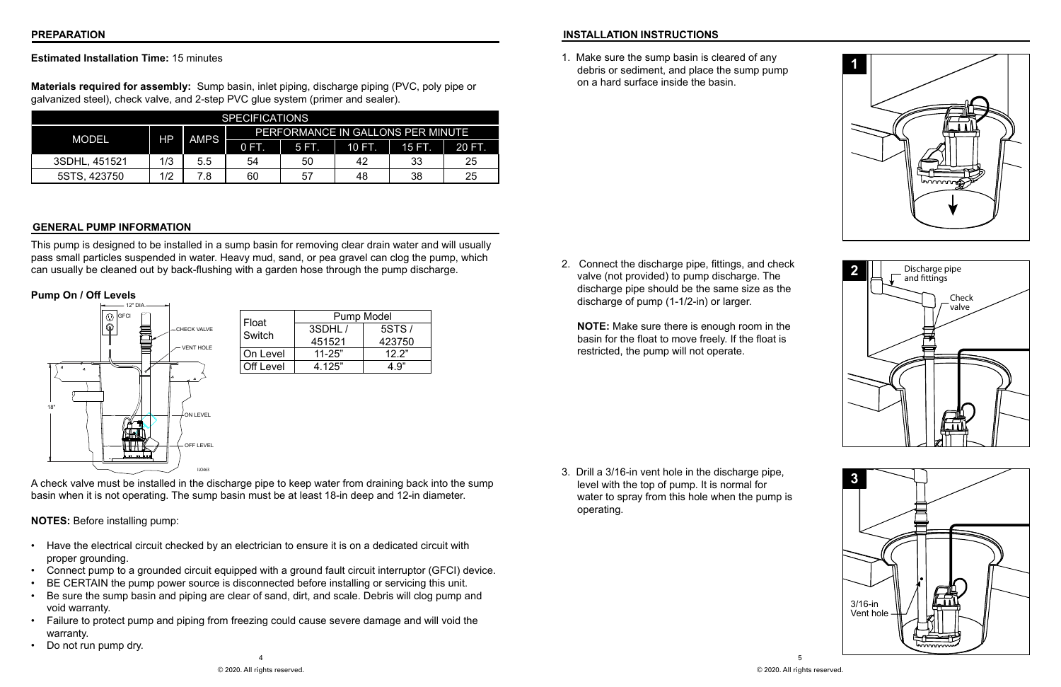## PREPARATION

**Estimated Installation Time:** 15 minutes

**Materials required for assembly:** Sump basin, inlet piping, discharge piping (PVC, poly pipe or galvanized steel), check valve, and 2-step PVC glue system (primer and sealer).

| SPECIFICATIONS | | | | | | | |
|---|---|---|---|---|---|---|---|
| MODEL | HP | AMPS | PERFORMANCE IN GALLONS PER MINUTE | | | | |
| | | | 0 FT. | 5 FT. | 10 FT. | 15 FT. | 20 FT. |
| 3SDHL, 451521 | 1/3 | 5.5 | 54 | 50 | 42 | 33 | 25 |
| 5STS, 423750 | 1/2 | 7.8 | 60 | 57 | 48 | 38 | 25 |

## GENERAL PUMP INFORMATION

This pump is designed to be installed in a sump basin for removing clear drain water and will usually pass small particles suspended in water. Heavy mud, sand, or pea gravel can clog the pump, which can usually be cleaned out by back-flushing with a garden hose through the pump discharge.

### Pump On / Off Levels

| Float Switch | Pump Model | |
|---|---|---|
| | 3SDHL / 451521 | 5STS / 423750 |
| On Level | 11-25" | 12.2" |
| Off Level | 4.125" | 4.9" |

A check valve must be installed in the discharge pipe to keep water from draining back into the sump basin when it is not operating. The sump basin must be at least 18-in deep and 12-in diameter.

**NOTES:** Before installing pump:

- Have the electrical circuit checked by an electrician to ensure it is on a dedicated circuit with proper grounding.
- Connect pump to a grounded circuit equipped with a ground fault circuit interruptor (GFCI) device.
- BE CERTAIN the pump power source is disconnected before installing or servicing this unit.
- Be sure the sump basin and piping are clear of sand, dirt, and scale. Debris will clog pump and void warranty.
- Failure to protect pump and piping from freezing could cause severe damage and will void the warranty.
- Do not run pump dry.

© 2020. All rights reserved.

## INSTALLATION INSTRUCTIONS

1. Make sure the sump basin is cleared of any debris or sediment, and place the sump pump on a hard surface inside the basin.

2. Connect the discharge pipe, fittings, and check valve (not provided) to pump discharge. The discharge pipe should be the same size as the discharge of pump (1-1/2-in) or larger.

   **NOTE:** Make sure there is enough room in the basin for the float to move freely. If the float is restricted, the pump will not operate.

3. Drill a 3/16-in vent hole in the discharge pipe, level with the top of pump. It is normal for water to spray from this hole when the pump is operating.

© 2020. All rights reserved.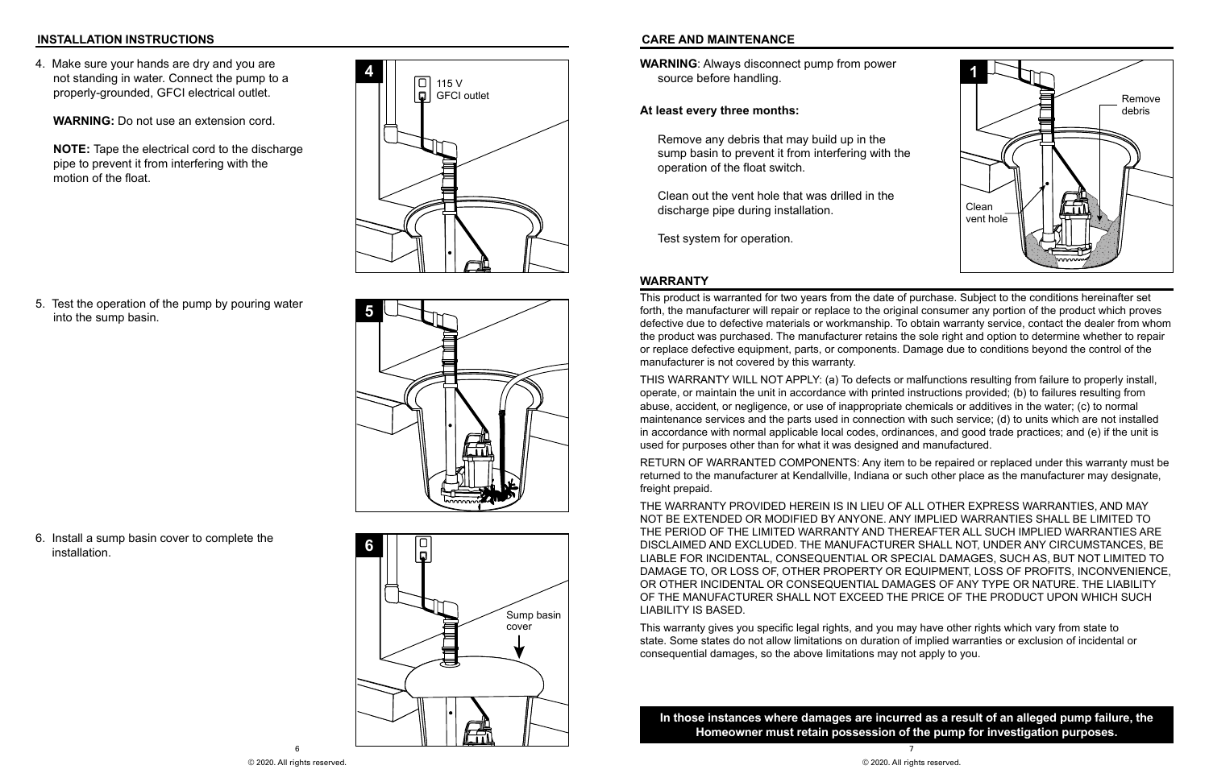## INSTALLATION INSTRUCTIONS

4. Make sure your hands are dry and you are not standing in water. Connect the pump to a properly-grounded, GFCI electrical outlet.

   **WARNING:** Do not use an extension cord.

   **NOTE:** Tape the electrical cord to the discharge pipe to prevent it from interfering with the motion of the float.

5. Test the operation of the pump by pouring water into the sump basin.

6. Install a sump basin cover to complete the installation.

## CARE AND MAINTENANCE

**WARNING**: Always disconnect pump from power source before handling.

**At least every three months:**

Remove any debris that may build up in the sump basin to prevent it from interfering with the operation of the float switch.

Clean out the vent hole that was drilled in the discharge pipe during installation.

Test system for operation.

## WARRANTY

This product is warranted for two years from the date of purchase. Subject to the conditions hereinafter set forth, the manufacturer will repair or replace to the original consumer any portion of the product which proves defective due to defective materials or workmanship. To obtain warranty service, contact the dealer from whom the product was purchased. The manufacturer retains the sole right and option to determine whether to repair or replace defective equipment, parts, or components. Damage due to conditions beyond the control of the manufacturer is not covered by this warranty.

THIS WARRANTY WILL NOT APPLY: (a) To defects or malfunctions resulting from failure to properly install, operate, or maintain the unit in accordance with printed instructions provided; (b) to failures resulting from abuse, accident, or negligence, or use of inappropriate chemicals or additives in the water; (c) to normal maintenance services and the parts used in connection with such service; (d) to units which are not installed in accordance with normal applicable local codes, ordinances, and good trade practices; and (e) if the unit is used for purposes other than for what it was designed and manufactured.

RETURN OF WARRANTED COMPONENTS: Any item to be repaired or replaced under this warranty must be returned to the manufacturer at Kendallville, Indiana or such other place as the manufacturer may designate, freight prepaid.

THE WARRANTY PROVIDED HEREIN IS IN LIEU OF ALL OTHER EXPRESS WARRANTIES, AND MAY NOT BE EXTENDED OR MODIFIED BY ANYONE. ANY IMPLIED WARRANTIES SHALL BE LIMITED TO THE PERIOD OF THE LIMITED WARRANTY AND THEREAFTER ALL SUCH IMPLIED WARRANTIES ARE DISCLAIMED AND EXCLUDED. THE MANUFACTURER SHALL NOT, UNDER ANY CIRCUMSTANCES, BE LIABLE FOR INCIDENTAL, CONSEQUENTIAL OR SPECIAL DAMAGES, SUCH AS, BUT NOT LIMITED TO DAMAGE TO, OR LOSS OF, OTHER PROPERTY OR EQUIPMENT, LOSS OF PROFITS, INCONVENIENCE, OR OTHER INCIDENTAL OR CONSEQUENTIAL DAMAGES OF ANY TYPE OR NATURE. THE LIABILITY OF THE MANUFACTURER SHALL NOT EXCEED THE PRICE OF THE PRODUCT UPON WHICH SUCH LIABILITY IS BASED.

This warranty gives you specific legal rights, and you may have other rights which vary from state to state. Some states do not allow limitations on duration of implied warranties or exclusion of incidental or consequential damages, so the above limitations may not apply to you.

**In those instances where damages are incurred as a result of an alleged pump failure, the Homeowner must retain possession of the pump for investigation purposes.**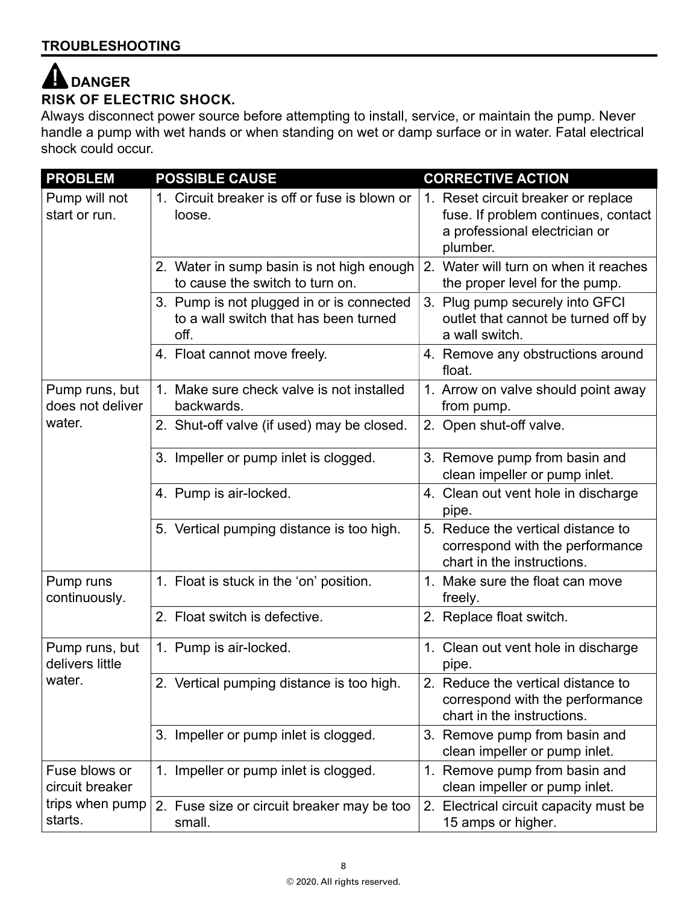## TROUBLESHOOTING

### ⚠ DANGER

**RISK OF ELECTRIC SHOCK.**

Always disconnect power source before attempting to install, service, or maintain the pump. Never handle a pump with wet hands or when standing on wet or damp surface or in water. Fatal electrical shock could occur.

| PROBLEM | POSSIBLE CAUSE | CORRECTIVE ACTION |
|---|---|---|
| Pump will not start or run. | 1. Circuit breaker is off or fuse is blown or loose. | 1. Reset circuit breaker or replace fuse. If problem continues, contact a professional electrician or plumber. |
| | 2. Water in sump basin is not high enough to cause the switch to turn on. | 2. Water will turn on when it reaches the proper level for the pump. |
| | 3. Pump is not plugged in or is connected to a wall switch that has been turned off. | 3. Plug pump securely into GFCI outlet that cannot be turned off by a wall switch. |
| | 4. Float cannot move freely. | 4. Remove any obstructions around float. |
| Pump runs, but does not deliver water. | 1. Make sure check valve is not installed backwards. | 1. Arrow on valve should point away from pump. |
| | 2. Shut-off valve (if used) may be closed. | 2. Open shut-off valve. |
| | 3. Impeller or pump inlet is clogged. | 3. Remove pump from basin and clean impeller or pump inlet. |
| | 4. Pump is air-locked. | 4. Clean out vent hole in discharge pipe. |
| | 5. Vertical pumping distance is too high. | 5. Reduce the vertical distance to correspond with the performance chart in the instructions. |
| Pump runs continuously. | 1. Float is stuck in the 'on' position. | 1. Make sure the float can move freely. |
| | 2. Float switch is defective. | 2. Replace float switch. |
| Pump runs, but delivers little water. | 1. Pump is air-locked. | 1. Clean out vent hole in discharge pipe. |
| | 2. Vertical pumping distance is too high. | 2. Reduce the vertical distance to correspond with the performance chart in the instructions. |
| | 3. Impeller or pump inlet is clogged. | 3. Remove pump from basin and clean impeller or pump inlet. |
| Fuse blows or circuit breaker trips when pump starts. | 1. Impeller or pump inlet is clogged. | 1. Remove pump from basin and clean impeller or pump inlet. |
| | 2. Fuse size or circuit breaker may be too small. | 2. Electrical circuit capacity must be 15 amps or higher. |

© 2020. All rights reserved.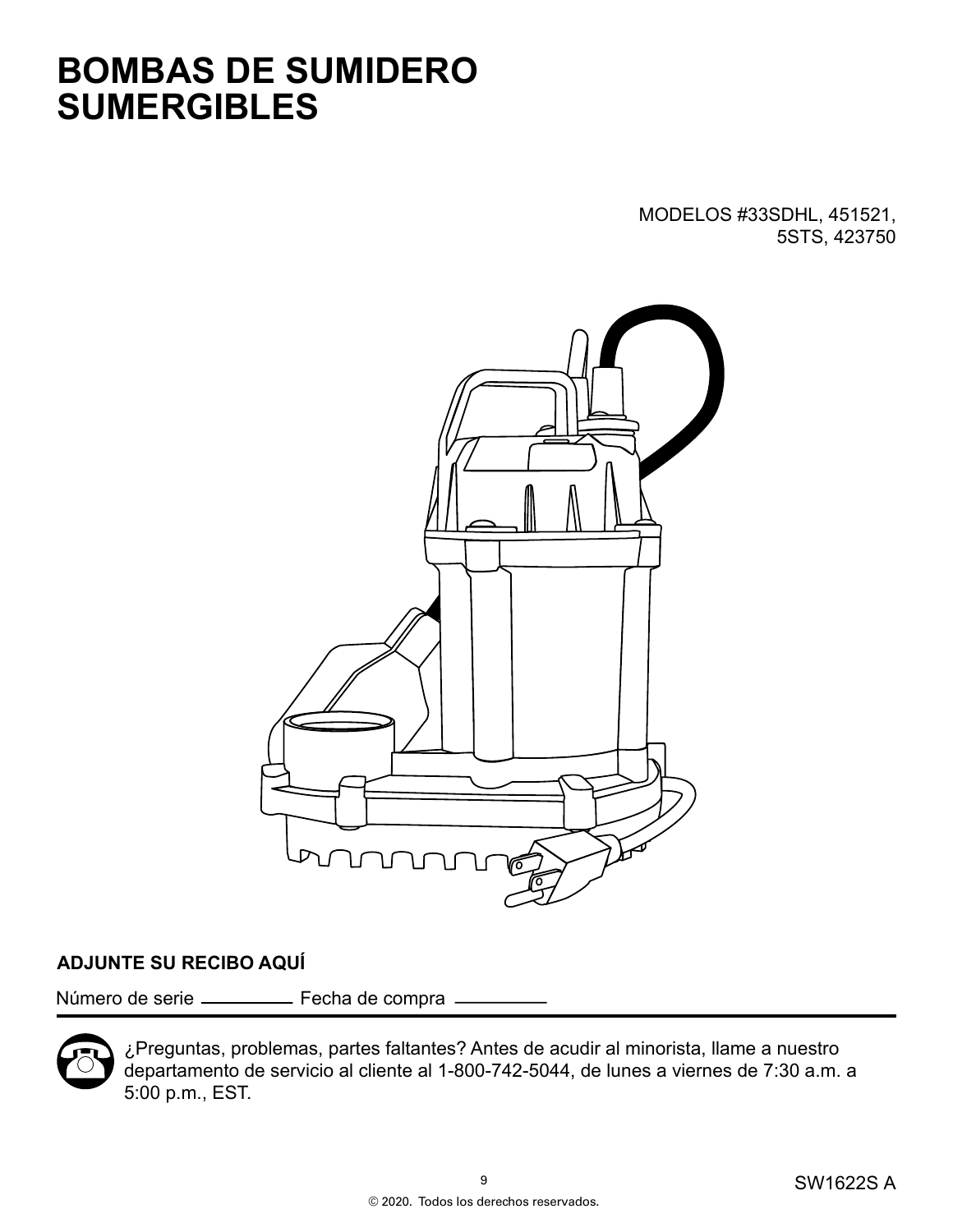# BOMBAS DE SUMIDERO SUMERGIBLES

MODELOS #33SDHL, 451521, 5STS, 423750

**ADJUNTE SU RECIBO AQUÍ**

Número de serie __________ Fecha de compra __________

¿Preguntas, problemas, partes faltantes? Antes de acudir al minorista, llame a nuestro departamento de servicio al cliente al 1-800-742-5044, de lunes a viernes de 7:30 a.m. a 5:00 p.m., EST.

SW1622S A

© 2020. Todos los derechos reservados.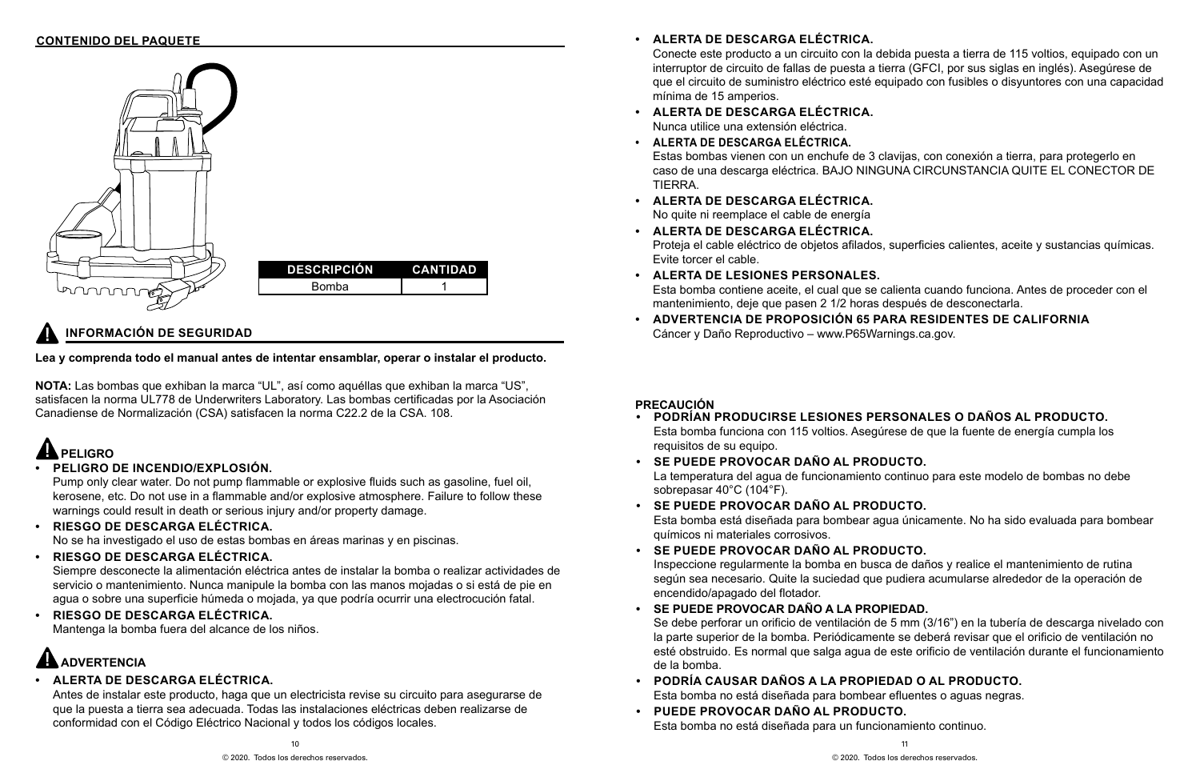## CONTENIDO DEL PAQUETE

| DESCRIPCIÓN | CANTIDAD |
| --- | --- |
| Bomba | 1 |

## INFORMACIÓN DE SEGURIDAD

**Lea y comprenda todo el manual antes de intentar ensamblar, operar o instalar el producto.**

**NOTA:** Las bombas que exhiban la marca "UL", así como aquéllas que exhiban la marca "US", satisfacen la norma UL778 de Underwriters Laboratory. Las bombas certificadas por la Asociación Canadiense de Normalización (CSA) satisfacen la norma C22.2 de la CSA. 108.

### PELIGRO

- **PELIGRO DE INCENDIO/EXPLOSIÓN.**
  Pump only clear water. Do not pump flammable or explosive fluids such as gasoline, fuel oil, kerosene, etc. Do not use in a flammable and/or explosive atmosphere. Failure to follow these warnings could result in death or serious injury and/or property damage.
- **RIESGO DE DESCARGA ELÉCTRICA.**
  No se ha investigado el uso de estas bombas en áreas marinas y en piscinas.
- **RIESGO DE DESCARGA ELÉCTRICA.**
  Siempre desconecte la alimentación eléctrica antes de instalar la bomba o realizar actividades de servicio o mantenimiento. Nunca manipule la bomba con las manos mojadas o si está de pie en agua o sobre una superficie húmeda o mojada, ya que podría ocurrir una electrocución fatal.
- **RIESGO DE DESCARGA ELÉCTRICA.**
  Mantenga la bomba fuera del alcance de los niños.

### ADVERTENCIA

- **ALERTA DE DESCARGA ELÉCTRICA.**
  Antes de instalar este producto, haga que un electricista revise su circuito para asegurarse de que la puesta a tierra sea adecuada. Todas las instalaciones eléctricas deben realizarse de conformidad con el Código Eléctrico Nacional y todos los códigos locales.
- **ALERTA DE DESCARGA ELÉCTRICA.**
  Conecte este producto a un circuito con la debida puesta a tierra de 115 voltios, equipado con un interruptor de circuito de fallas de puesta a tierra (GFCI, por sus siglas en inglés). Asegúrese de que el circuito de suministro eléctrico esté equipado con fusibles o disyuntores con una capacidad mínima de 15 amperios.
- **ALERTA DE DESCARGA ELÉCTRICA.**
  Nunca utilice una extensión eléctrica.
- **ALERTA DE DESCARGA ELÉCTRICA.**
  Estas bombas vienen con un enchufe de 3 clavijas, con conexión a tierra, para protegerlo en caso de una descarga eléctrica. BAJO NINGUNA CIRCUNSTANCIA QUITE EL CONECTOR DE TIERRA.
- **ALERTA DE DESCARGA ELÉCTRICA.**
  No quite ni reemplace el cable de energía
- **ALERTA DE DESCARGA ELÉCTRICA.**
  Proteja el cable eléctrico de objetos afilados, superficies calientes, aceite y sustancias químicas. Evite torcer el cable.
- **ALERTA DE LESIONES PERSONALES.**
  Esta bomba contiene aceite, el cual que se calienta cuando funciona. Antes de proceder con el mantenimiento, deje que pasen 2 1/2 horas después de desconectarla.
- **ADVERTENCIA DE PROPOSICIÓN 65 PARA RESIDENTES DE CALIFORNIA**
  Cáncer y Daño Reproductivo – www.P65Warnings.ca.gov.

### PRECAUCIÓN

- **PODRÍAN PRODUCIRSE LESIONES PERSONALES O DAÑOS AL PRODUCTO.**
  Esta bomba funciona con 115 voltios. Asegúrese de que la fuente de energía cumpla los requisitos de su equipo.
- **SE PUEDE PROVOCAR DAÑO AL PRODUCTO.**
  La temperatura del agua de funcionamiento continuo para este modelo de bombas no debe sobrepasar 40°C (104°F).
- **SE PUEDE PROVOCAR DAÑO AL PRODUCTO.**
  Esta bomba está diseñada para bombear agua únicamente. No ha sido evaluada para bombear químicos ni materiales corrosivos.
- **SE PUEDE PROVOCAR DAÑO AL PRODUCTO.**
  Inspeccione regularmente la bomba en busca de daños y realice el mantenimiento de rutina según sea necesario. Quite la suciedad que pudiera acumularse alrededor de la operación de encendido/apagado del flotador.
- **SE PUEDE PROVOCAR DAÑO A LA PROPIEDAD.**
  Se debe perforar un orificio de ventilación de 5 mm (3/16") en la tubería de descarga nivelado con la parte superior de la bomba. Periódicamente se deberá revisar que el orificio de ventilación no esté obstruido. Es normal que salga agua de este orificio de ventilación durante el funcionamiento de la bomba.
- **PODRÍA CAUSAR DAÑOS A LA PROPIEDAD O AL PRODUCTO.**
  Esta bomba no está diseñada para bombear efluentes o aguas negras.
- **PUEDE PROVOCAR DAÑO AL PRODUCTO.**
  Esta bomba no está diseñada para un funcionamiento continuo.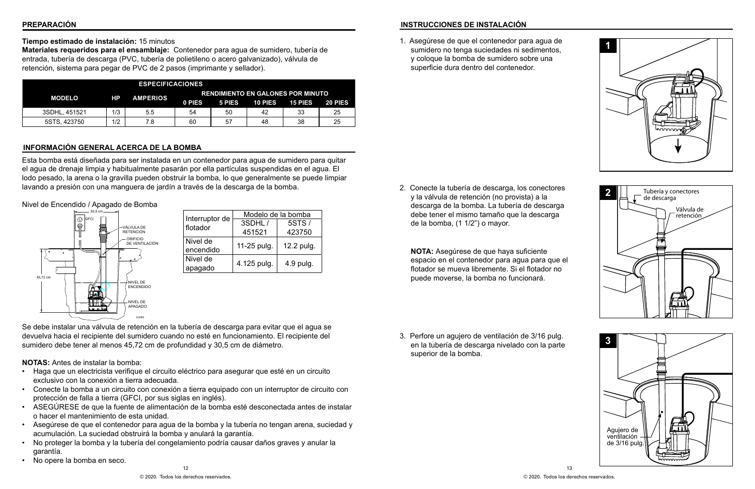## PREPARACIÓN

**Tiempo estimado de instalación:** 15 minutos
**Materiales requeridos para el ensamblaje:** Contenedor para agua de sumidero, tubería de entrada, tubería de descarga (PVC, tubería de polietileno o acero galvanizado), válvula de retención, sistema para pegar de PVC de 2 pasos (imprimante y sellador).

| ESPECIFICACIONES | | | | | | | |
|---|---|---|---|---|---|---|---|
| MODELO | HP | AMPERIOS | RENDIMIENTO EN GALONES POR MINUTO | | | | |
| | | | 0 PIES | 5 PIES | 10 PIES | 15 PIES | 20 PIES |
| 3SDHL, 451521 | 1/3 | 5.5 | 54 | 50 | 42 | 33 | 25 |
| 5STS, 423750 | 1/2 | 7.8 | 60 | 57 | 48 | 38 | 25 |

## INFORMACIÓN GENERAL ACERCA DE LA BOMBA

Esta bomba está diseñada para ser instalada en un contenedor para agua de sumidero para quitar el agua de drenaje limpia y habitualmente pasarán por ella partículas suspendidas en el agua. El lodo pesado, la arena o la gravilla pueden obstruir la bomba, lo que generalmente se puede limpiar lavando a presión con una manguera de jardín a través de la descarga de la bomba.

Nivel de Encendido / Apagado de Bomba

30,5 cm

GFCI

VÁLVULA DE RETENCIÓN

ORIFICIO DE VENTILACIÓN

45,72 cm

NIVEL DE ENCENDIDO

NIVEL DE APAGADO

| Interruptor de flotador | Modelo de la bomba | |
|---|---|---|
| | 3SDHL / 451521 | 5STS / 423750 |
| Nivel de encendido | 11-25 pulg. | 12.2 pulg. |
| Nivel de apagado | 4.125 pulg. | 4.9 pulg. |

Se debe instalar una válvula de retención en la tubería de descarga para evitar que el agua se devuelva hacia el recipiente del sumidero cuando no esté en funcionamiento. El recipiente del sumidero debe tener al menos 45,72 cm de profundidad y 30,5 cm de diámetro.

**NOTAS:** Antes de instalar la bomba:

- Haga que un electricista verifique el circuito eléctrico para asegurar que esté en un circuito exclusivo con la conexión a tierra adecuada.
- Conecte la bomba a un circuito con conexión a tierra equipado con un interruptor de circuito con protección de falla a tierra (GFCI, por sus siglas en inglés).
- ASEGÚRESE de que la fuente de alimentación de la bomba esté desconectada antes de instalar o hacer el mantenimiento de esta unidad.
- Asegúrese de que el contenedor para agua de la bomba y la tubería no tengan arena, suciedad y acumulación. La suciedad obstruirá la bomba y anulará la garantía.
- No proteger la bomba y la tubería del congelamiento podría causar daños graves y anular la garantía.
- No opere la bomba en seco.

## INSTRUCCIONES DE INSTALACIÓN

1. Asegúrese de que el contenedor para agua de sumidero no tenga suciedades ni sedimentos, y coloque la bomba de sumidero sobre una superficie dura dentro del contenedor.

2. Conecte la tubería de descarga, los conectores y la válvula de retención (no provista) a la descarga de la bomba. La tubería de descarga debe tener el mismo tamaño que la descarga de la bomba, (1 1/2") o mayor.

   **NOTA:** Asegúrese de que haya suficiente espacio en el contenedor para agua para que el flotador se mueva libremente. Si el flotador no puede moverse, la bomba no funcionará.

   Tubería y conectores de descarga

   Válvula de retención

3. Perfore un agujero de ventilación de 3/16 pulg. en la tubería de descarga nivelado con la parte superior de la bomba.

   Agujero de ventilación de 3/16 pulg.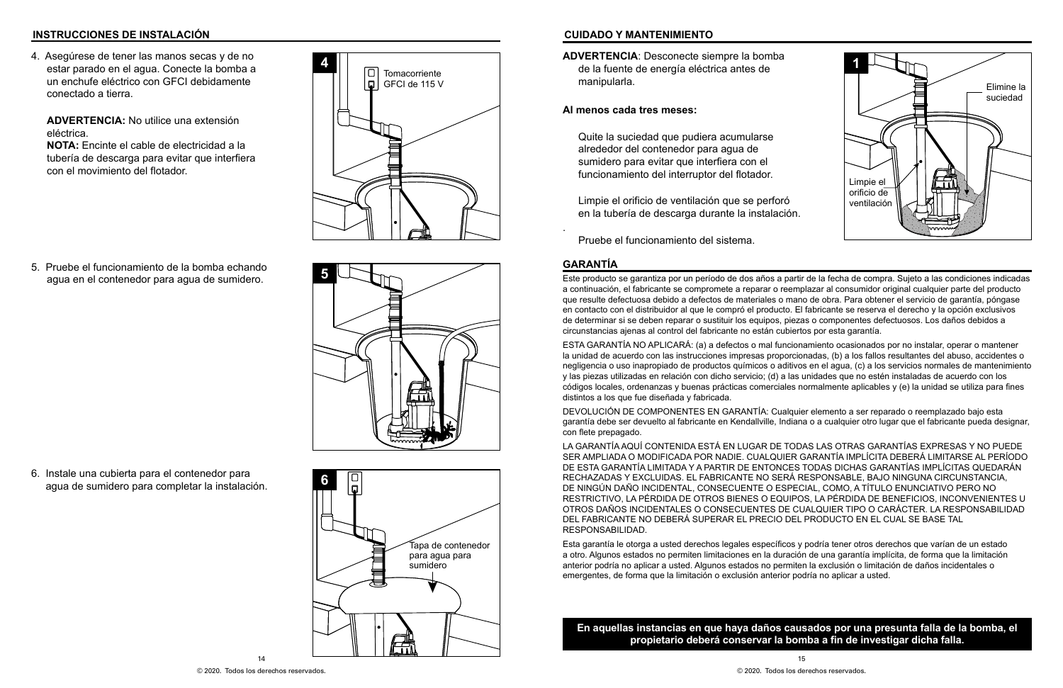## INSTRUCCIONES DE INSTALACIÓN

4. Asegúrese de tener las manos secas y de no estar parado en el agua. Conecte la bomba a un enchufe eléctrico con GFCI debidamente conectado a tierra.

   **ADVERTENCIA:** No utilice una extensión eléctrica.
   **NOTA:** Encinte el cable de electricidad a la tubería de descarga para evitar que interfiera con el movimiento del flotador.

Tomacorriente GFCI de 115 V

5. Pruebe el funcionamiento de la bomba echando agua en el contenedor para agua de sumidero.

6. Instale una cubierta para el contenedor para agua de sumidero para completar la instalación.

Tapa de contenedor para agua para sumidero

## CUIDADO Y MANTENIMIENTO

**ADVERTENCIA**: Desconecte siempre la bomba de la fuente de energía eléctrica antes de manipularla.

**Al menos cada tres meses:**

Quite la suciedad que pudiera acumularse alrededor del contenedor para agua de sumidero para evitar que interfiera con el funcionamiento del interruptor del flotador.

Limpie el orificio de ventilación que se perforó en la tubería de descarga durante la instalación.

Pruebe el funcionamiento del sistema.

Elimine la suciedad

Limpie el orificio de ventilación

## GARANTÍA

Este producto se garantiza por un período de dos años a partir de la fecha de compra. Sujeto a las condiciones indicadas a continuación, el fabricante se compromete a reparar o reemplazar al consumidor original cualquier parte del producto que resulte defectuosa debido a defectos de materiales o mano de obra. Para obtener el servicio de garantía, póngase en contacto con el distribuidor al que le compró el producto. El fabricante se reserva el derecho y la opción exclusivos de determinar si se deben reparar o sustituir los equipos, piezas o componentes defectuosos. Los daños debidos a circunstancias ajenas al control del fabricante no están cubiertos por esta garantía.

ESTA GARANTÍA NO APLICARÁ: (a) a defectos o mal funcionamiento ocasionados por no instalar, operar o mantener la unidad de acuerdo con las instrucciones impresas proporcionadas, (b) a los fallos resultantes del abuso, accidentes o negligencia o uso inapropiado de productos químicos o aditivos en el agua, (c) a los servicios normales de mantenimiento y las piezas utilizadas en relación con dicho servicio; (d) a las unidades que no estén instaladas de acuerdo con los códigos locales, ordenanzas y buenas prácticas comerciales normalmente aplicables y (e) la unidad se utiliza para fines distintos a los que fue diseñada y fabricada.

DEVOLUCIÓN DE COMPONENTES EN GARANTÍA: Cualquier elemento a ser reparado o reemplazado bajo esta garantía debe ser devuelto al fabricante en Kendallville, Indiana o a cualquier otro lugar que el fabricante pueda designar, con flete prepagado.

LA GARANTÍA AQUÍ CONTENIDA ESTÁ EN LUGAR DE TODAS LAS OTRAS GARANTÍAS EXPRESAS Y NO PUEDE SER AMPLIADA O MODIFICADA POR NADIE. CUALQUIER GARANTÍA IMPLÍCITA DEBERÁ LIMITARSE AL PERÍODO DE ESTA GARANTÍA LIMITADA Y A PARTIR DE ENTONCES TODAS DICHAS GARANTÍAS IMPLÍCITAS QUEDARÁN RECHAZADAS Y EXCLUIDAS. EL FABRICANTE NO SERÁ RESPONSABLE, BAJO NINGUNA CIRCUNSTANCIA, DE NINGÚN DAÑO INCIDENTAL, CONSECUENTE O ESPECIAL, COMO, A TÍTULO ENUNCIATIVO PERO NO RESTRICTIVO, LA PÉRDIDA DE OTROS BIENES O EQUIPOS, LA PÉRDIDA DE BENEFICIOS, INCONVENIENTES U OTROS DAÑOS INCIDENTALES O CONSECUENTES DE CUALQUIER TIPO O CARÁCTER. LA RESPONSABILIDAD DEL FABRICANTE NO DEBERÁ SUPERAR EL PRECIO DEL PRODUCTO EN EL CUAL SE BASE TAL RESPONSABILIDAD.

Esta garantía le otorga a usted derechos legales específicos y podría tener otros derechos que varían de un estado a otro. Algunos estados no permiten limitaciones en la duración de una garantía implícita, de forma que la limitación anterior podría no aplicar a usted. Algunos estados no permiten la exclusión o limitación de daños incidentales o emergentes, de forma que la limitación o exclusión anterior podría no aplicar a usted.

**En aquellas instancias en que haya daños causados por una presunta falla de la bomba, el propietario deberá conservar la bomba a fin de investigar dicha falla.**

© 2020. Todos los derechos reservados.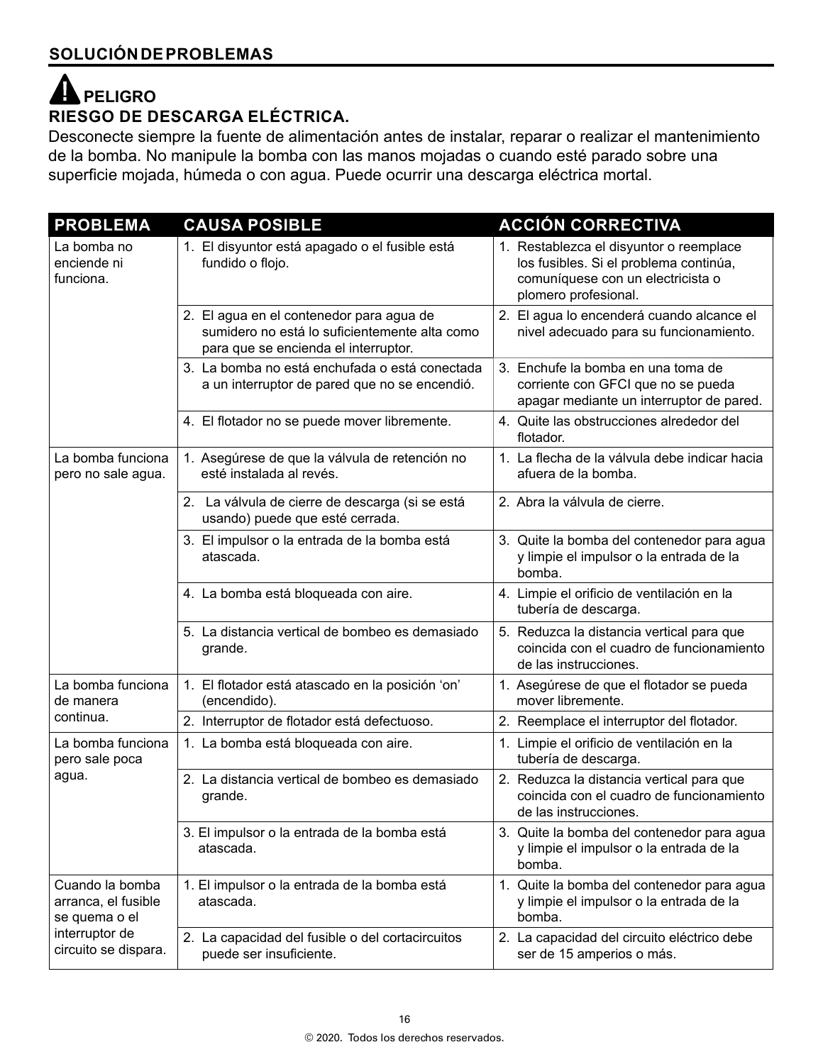## SOLUCIÓN DE PROBLEMAS

### ⚠ PELIGRO

**RIESGO DE DESCARGA ELÉCTRICA.**

Desconecte siempre la fuente de alimentación antes de instalar, reparar o realizar el mantenimiento de la bomba. No manipule la bomba con las manos mojadas o cuando esté parado sobre una superficie mojada, húmeda o con agua. Puede ocurrir una descarga eléctrica mortal.

| PROBLEMA | CAUSA POSIBLE | ACCIÓN CORRECTIVA |
|---|---|---|
| La bomba no enciende ni funciona. | 1. El disyuntor está apagado o el fusible está fundido o flojo. | 1. Restablezca el disyuntor o reemplace los fusibles. Si el problema continúa, comuníquese con un electricista o plomero profesional. |
| | 2. El agua en el contenedor para agua de sumidero no está lo suficientemente alta como para que se encienda el interruptor. | 2. El agua lo encenderá cuando alcance el nivel adecuado para su funcionamiento. |
| | 3. La bomba no está enchufada o está conectada a un interruptor de pared que no se encendió. | 3. Enchufe la bomba en una toma de corriente con GFCI que no se pueda apagar mediante un interruptor de pared. |
| | 4. El flotador no se puede mover libremente. | 4. Quite las obstrucciones alrededor del flotador. |
| La bomba funciona pero no sale agua. | 1. Asegúrese de que la válvula de retención no esté instalada al revés. | 1. La flecha de la válvula debe indicar hacia afuera de la bomba. |
| | 2. La válvula de cierre de descarga (si se está usando) puede que esté cerrada. | 2. Abra la válvula de cierre. |
| | 3. El impulsor o la entrada de la bomba está atascada. | 3. Quite la bomba del contenedor para agua y limpie el impulsor o la entrada de la bomba. |
| | 4. La bomba está bloqueada con aire. | 4. Limpie el orificio de ventilación en la tubería de descarga. |
| | 5. La distancia vertical de bombeo es demasiado grande. | 5. Reduzca la distancia vertical para que coincida con el cuadro de funcionamiento de las instrucciones. |
| La bomba funciona de manera continua. | 1. El flotador está atascado en la posición 'on' (encendido). | 1. Asegúrese de que el flotador se pueda mover libremente. |
| | 2. Interruptor de flotador está defectuoso. | 2. Reemplace el interruptor del flotador. |
| La bomba funciona pero sale poca agua. | 1. La bomba está bloqueada con aire. | 1. Limpie el orificio de ventilación en la tubería de descarga. |
| | 2. La distancia vertical de bombeo es demasiado grande. | 2. Reduzca la distancia vertical para que coincida con el cuadro de funcionamiento de las instrucciones. |
| | 3. El impulsor o la entrada de la bomba está atascada. | 3. Quite la bomba del contenedor para agua y limpie el impulsor o la entrada de la bomba. |
| Cuando la bomba arranca, el fusible se quema o el interruptor de circuito se dispara. | 1. El impulsor o la entrada de la bomba está atascada. | 1. Quite la bomba del contenedor para agua y limpie el impulsor o la entrada de la bomba. |
| | 2. La capacidad del fusible o del cortacircuitos puede ser insuficiente. | 2. La capacidad del circuito eléctrico debe ser de 15 amperios o más. |

© 2020. Todos los derechos reservados.